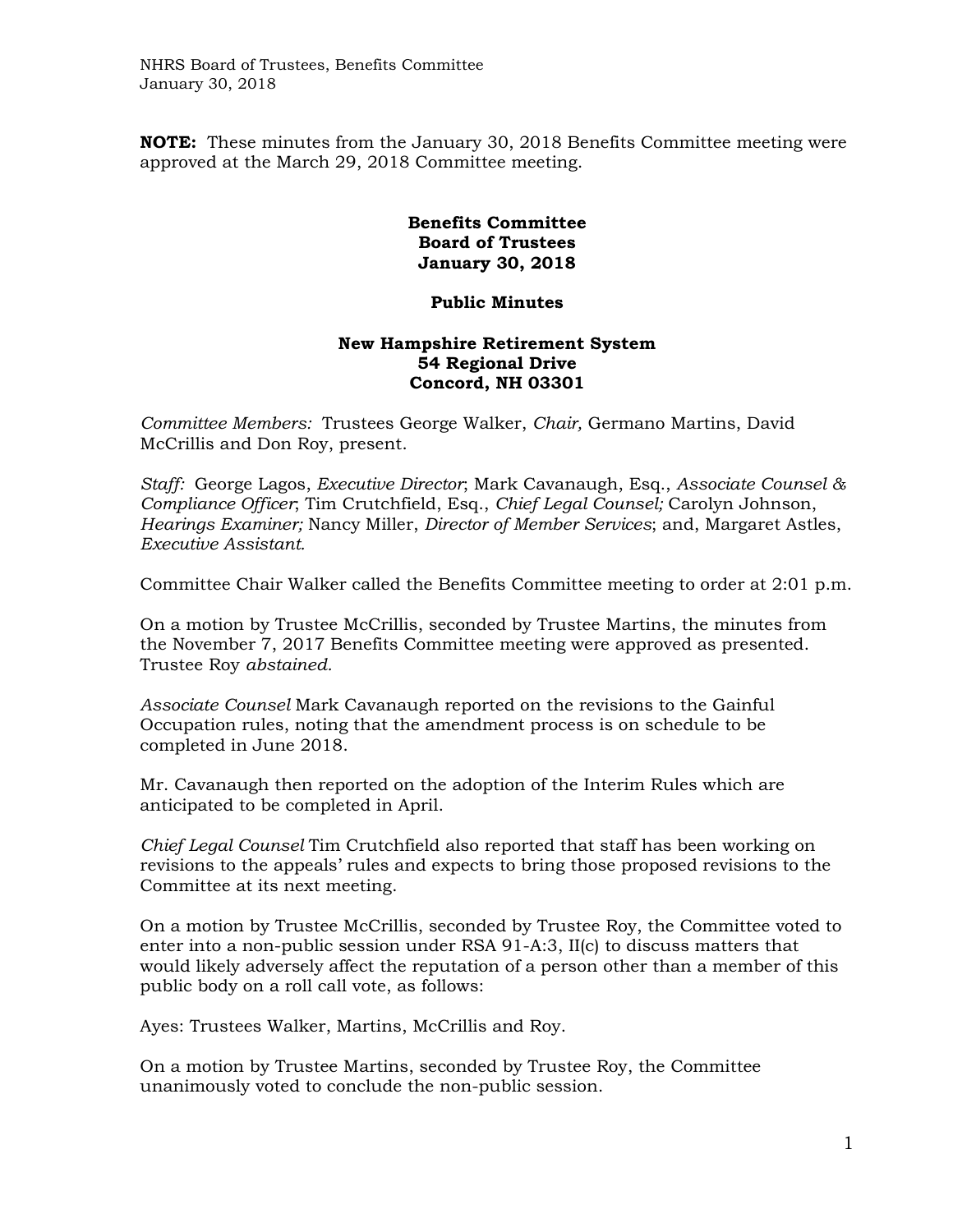**NOTE:** These minutes from the January 30, 2018 Benefits Committee meeting were approved at the March 29, 2018 Committee meeting.

**Benefits Committee**
**Board of Trustees**
**January 30, 2018**

**Public Minutes**

**New Hampshire Retirement System**
**54 Regional Drive**
**Concord, NH 03301**

*Committee Members:* Trustees George Walker, *Chair,* Germano Martins, David McCrillis and Don Roy, present.

*Staff:* George Lagos, *Executive Director*; Mark Cavanaugh, Esq., *Associate Counsel & Compliance Officer*; Tim Crutchfield, Esq., *Chief Legal Counsel;* Carolyn Johnson, *Hearings Examiner;* Nancy Miller, *Director of Member Services*; and, Margaret Astles, *Executive Assistant*.

Committee Chair Walker called the Benefits Committee meeting to order at 2:01 p.m.

On a motion by Trustee McCrillis, seconded by Trustee Martins, the minutes from the November 7, 2017 Benefits Committee meeting were approved as presented. Trustee Roy *abstained.*

*Associate Counsel* Mark Cavanaugh reported on the revisions to the Gainful Occupation rules, noting that the amendment process is on schedule to be completed in June 2018.

Mr. Cavanaugh then reported on the adoption of the Interim Rules which are anticipated to be completed in April.

*Chief Legal Counsel* Tim Crutchfield also reported that staff has been working on revisions to the appeals' rules and expects to bring those proposed revisions to the Committee at its next meeting.

On a motion by Trustee McCrillis, seconded by Trustee Roy, the Committee voted to enter into a non-public session under RSA 91-A:3, II(c) to discuss matters that would likely adversely affect the reputation of a person other than a member of this public body on a roll call vote, as follows:

Ayes: Trustees Walker, Martins, McCrillis and Roy.

On a motion by Trustee Martins, seconded by Trustee Roy, the Committee unanimously voted to conclude the non-public session.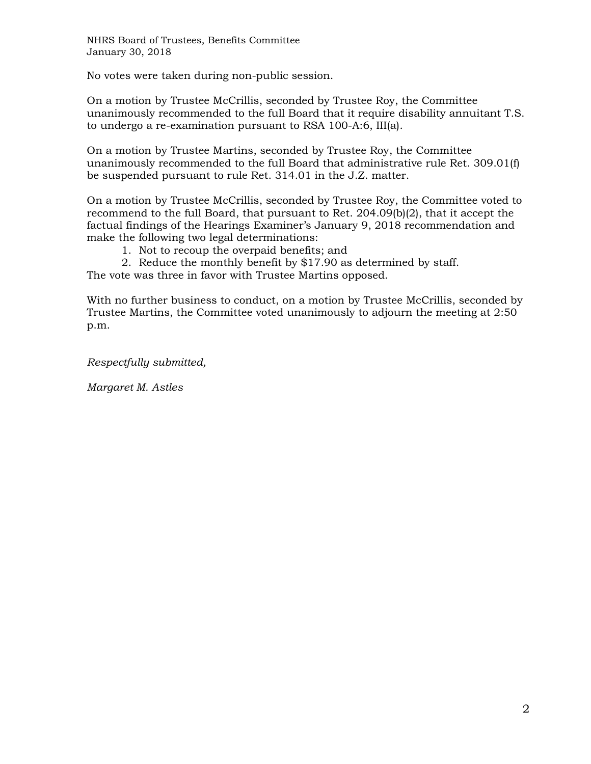No votes were taken during non-public session.

On a motion by Trustee McCrillis, seconded by Trustee Roy, the Committee unanimously recommended to the full Board that it require disability annuitant T.S. to undergo a re-examination pursuant to RSA 100-A:6, III(a).

On a motion by Trustee Martins, seconded by Trustee Roy, the Committee unanimously recommended to the full Board that administrative rule Ret. 309.01(f) be suspended pursuant to rule Ret. 314.01 in the J.Z. matter.

On a motion by Trustee McCrillis, seconded by Trustee Roy, the Committee voted to recommend to the full Board, that pursuant to Ret. 204.09(b)(2), that it accept the factual findings of the Hearings Examiner's January 9, 2018 recommendation and make the following two legal determinations:

1. Not to recoup the overpaid benefits; and
2. Reduce the monthly benefit by $17.90 as determined by staff.

The vote was three in favor with Trustee Martins opposed.

With no further business to conduct, on a motion by Trustee McCrillis, seconded by Trustee Martins, the Committee voted unanimously to adjourn the meeting at 2:50 p.m.

*Respectfully submitted,*

*Margaret M. Astles*